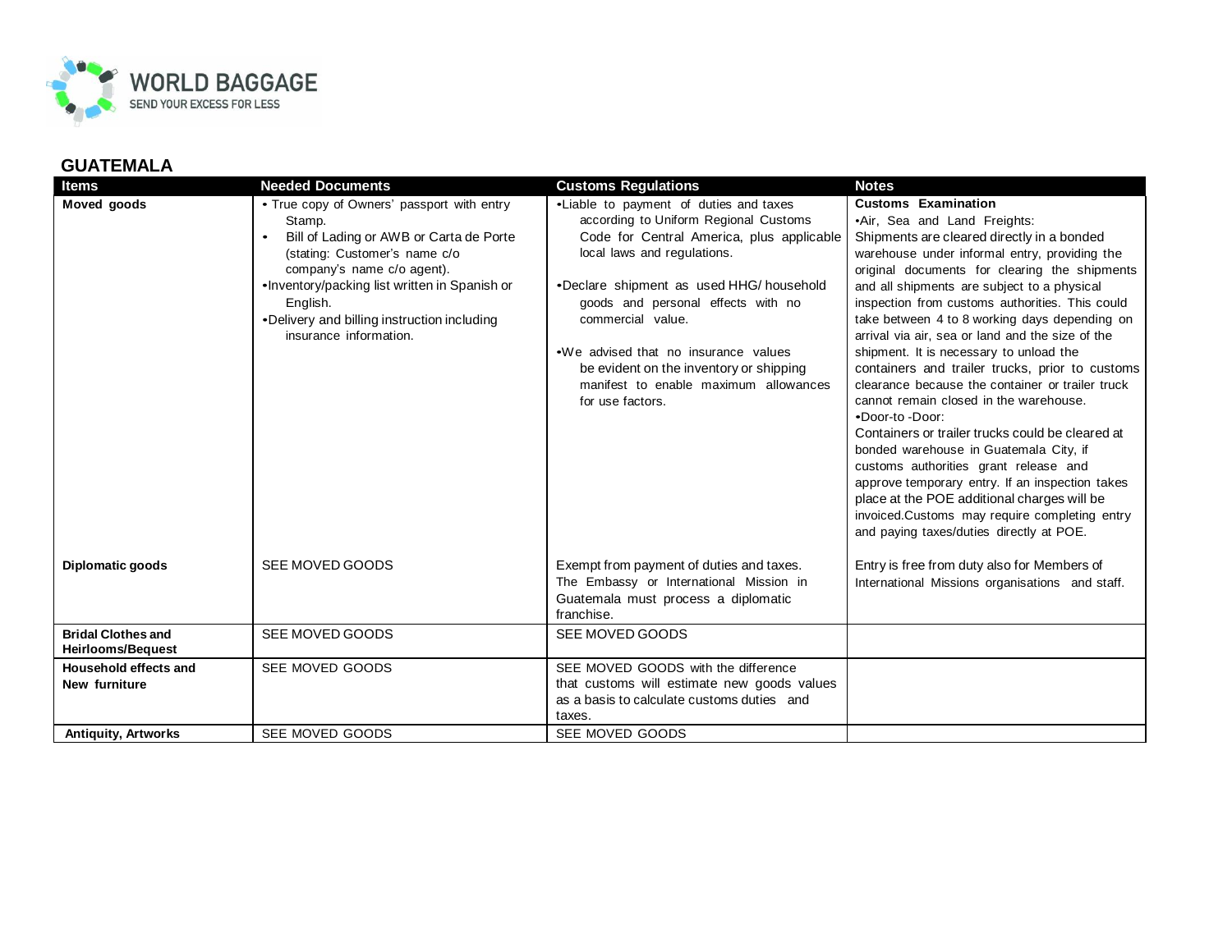WORLD BAGGAGE
SEND YOUR EXCESS FOR LESS

## GUATEMALA

| Items | Needed Documents | Customs Regulations | Notes |
|---|---|---|---|
| **Moved goods** | • True copy of Owners' passport with entry Stamp.<br>• Bill of Lading or AWB or Carta de Porte (stating: Customer's name c/o company's name c/o agent).<br>• Inventory/packing list written in Spanish or English.<br>• Delivery and billing instruction including insurance information. | • Liable to payment of duties and taxes according to Uniform Regional Customs Code for Central America, plus applicable local laws and regulations.<br><br>• Declare shipment as used HHG/ household goods and personal effects with no commercial value.<br><br>• We advised that no insurance values be evident on the inventory or shipping manifest to enable maximum allowances for use factors. | **Customs Examination**<br>• Air, Sea and Land Freights:<br>Shipments are cleared directly in a bonded warehouse under informal entry, providing the original documents for clearing the shipments and all shipments are subject to a physical inspection from customs authorities. This could take between 4 to 8 working days depending on arrival via air, sea or land and the size of the shipment. It is necessary to unload the containers and trailer trucks, prior to customs clearance because the container or trailer truck cannot remain closed in the warehouse.<br>• Door-to -Door:<br>Containers or trailer trucks could be cleared at bonded warehouse in Guatemala City, if customs authorities grant release and approve temporary entry. If an inspection takes place at the POE additional charges will be invoiced.Customs may require completing entry and paying taxes/duties directly at POE. |
| **Diplomatic goods** | SEE MOVED GOODS | Exempt from payment of duties and taxes. The Embassy or International Mission in Guatemala must process a diplomatic franchise. | Entry is free from duty also for Members of International Missions organisations and staff. |
| **Bridal Clothes and Heirlooms/Bequest** | SEE MOVED GOODS | SEE MOVED GOODS | |
| **Household effects and New furniture** | SEE MOVED GOODS | SEE MOVED GOODS with the difference that customs will estimate new goods values as a basis to calculate customs duties and taxes. | |
| **Antiquity, Artworks** | SEE MOVED GOODS | SEE MOVED GOODS | |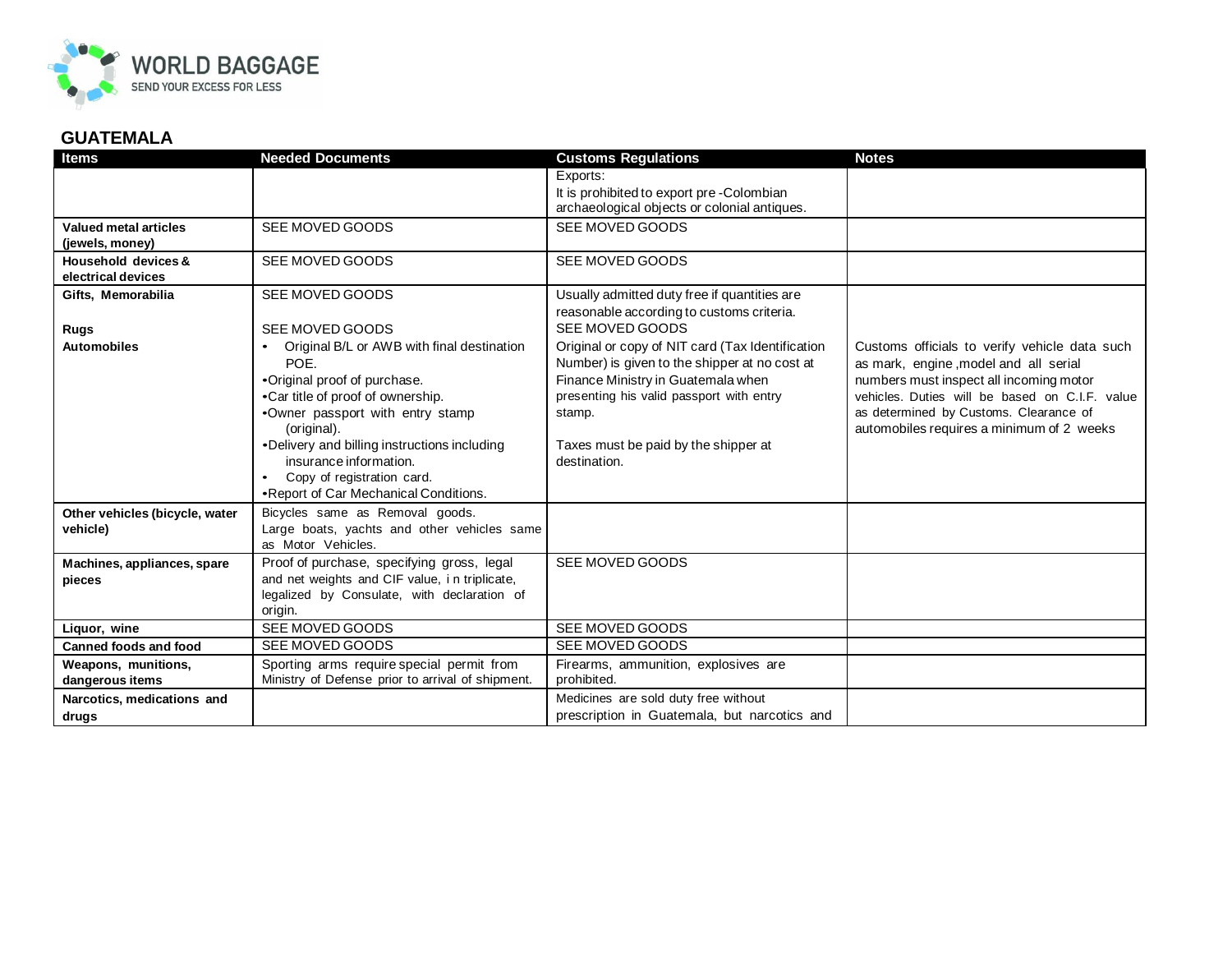## GUATEMALA

| Items | Needed Documents | Customs Regulations | Notes |
|---|---|---|---|
| | | Exports:<br>It is prohibited to export pre -Colombian archaeological objects or colonial antiques. | |
| **Valued metal articles (jewels, money)** | SEE MOVED GOODS | SEE MOVED GOODS | |
| **Household devices & electrical devices** | SEE MOVED GOODS | SEE MOVED GOODS | |
| **Gifts, Memorabilia** | SEE MOVED GOODS | Usually admitted duty free if quantities are reasonable according to customs criteria. | |
| **Rugs** | SEE MOVED GOODS | SEE MOVED GOODS | |
| **Automobiles** | • Original B/L or AWB with final destination POE.<br>• Original proof of purchase.<br>• Car title of proof of ownership.<br>• Owner passport with entry stamp (original).<br>• Delivery and billing instructions including insurance information.<br>• Copy of registration card.<br>• Report of Car Mechanical Conditions. | Original or copy of NIT card (Tax Identification Number) is given to the shipper at no cost at Finance Ministry in Guatemala when presenting his valid passport with entry stamp.<br><br>Taxes must be paid by the shipper at destination. | Customs officials to verify vehicle data such as mark, engine ,model and all serial numbers must inspect all incoming motor vehicles. Duties will be based on C.I.F. value as determined by Customs. Clearance of automobiles requires a minimum of 2 weeks |
| **Other vehicles (bicycle, water vehicle)** | Bicycles same as Removal goods.<br>Large boats, yachts and other vehicles same as Motor Vehicles. | | |
| **Machines, appliances, spare pieces** | Proof of purchase, specifying gross, legal and net weights and CIF value, in triplicate, legalized by Consulate, with declaration of origin. | SEE MOVED GOODS | |
| **Liquor, wine** | SEE MOVED GOODS | SEE MOVED GOODS | |
| **Canned foods and food** | SEE MOVED GOODS | SEE MOVED GOODS | |
| **Weapons, munitions, dangerous items** | Sporting arms require special permit from Ministry of Defense prior to arrival of shipment. | Firearms, ammunition, explosives are prohibited. | |
| **Narcotics, medications and drugs** | | Medicines are sold duty free without prescription in Guatemala, but narcotics and | |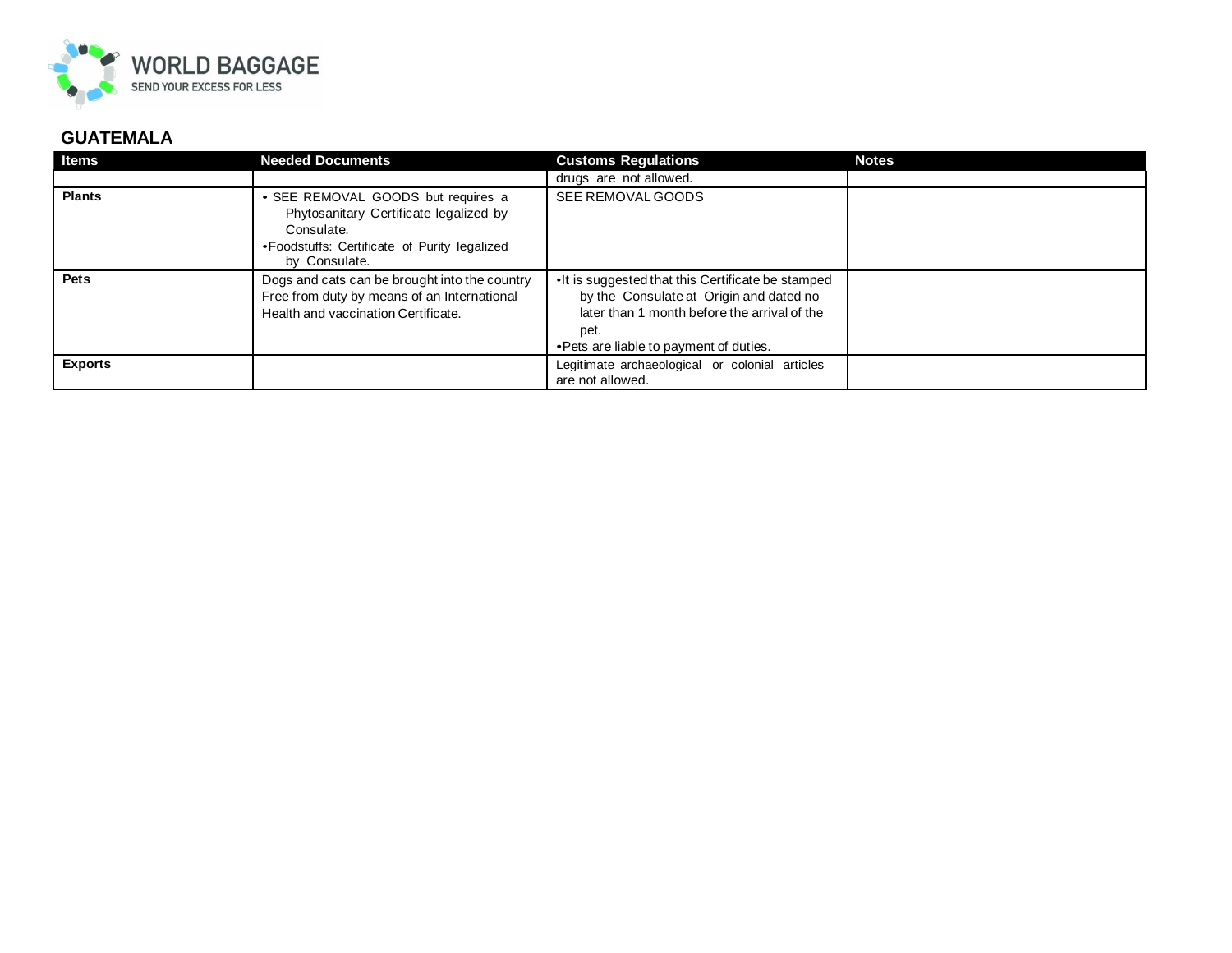## GUATEMALA

| Items | Needed Documents | Customs Regulations | Notes |
|---|---|---|---|
| | | drugs are not allowed. | |
| **Plants** | • SEE REMOVAL GOODS but requires a Phytosanitary Certificate legalized by Consulate.<br>• Foodstuffs: Certificate of Purity legalized by Consulate. | SEE REMOVAL GOODS | |
| **Pets** | Dogs and cats can be brought into the country Free from duty by means of an International Health and vaccination Certificate. | • It is suggested that this Certificate be stamped by the Consulate at Origin and dated no later than 1 month before the arrival of the pet.<br>• Pets are liable to payment of duties. | |
| **Exports** | | Legitimate archaeological or colonial articles are not allowed. | |